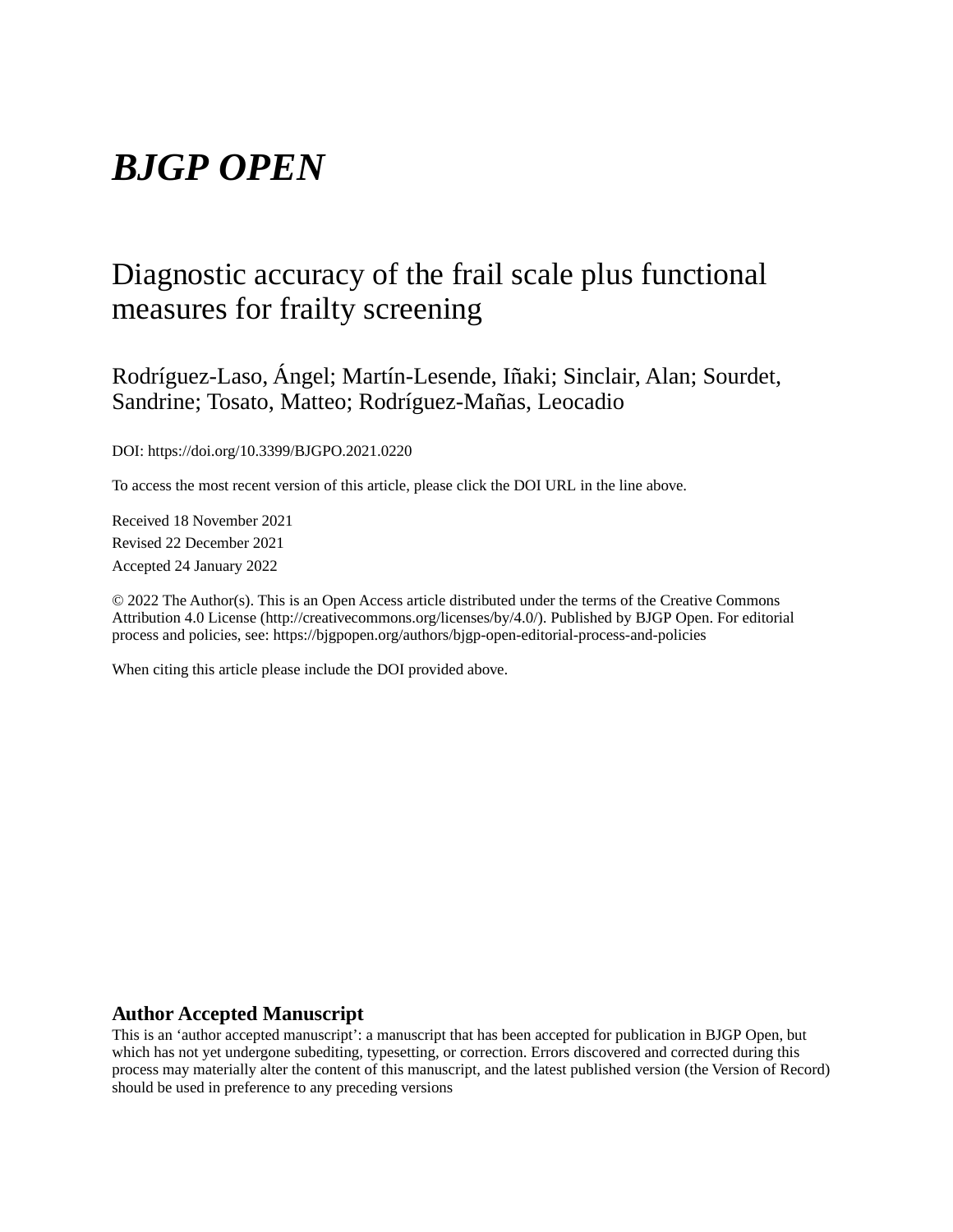# *BJGP OPEN*

## Diagnostic accuracy of the frail scale plus functional measures for frailty screening

Rodríguez-Laso, Ángel; Martín-Lesende, Iñaki; Sinclair, Alan; Sourdet, Sandrine; Tosato, Matteo; Rodríguez-Mañas, Leocadio

DOI: https://doi.org/10.3399/BJGPO.2021.0220

To access the most recent version of this article, please click the DOI URL in the line above.

Received 18 November 2021

Revised 22 December 2021

Accepted 24 January 2022

© 2022 The Author(s). This is an Open Access article distributed under the terms of the Creative Commons Attribution 4.0 License (http://creativecommons.org/licenses/by/4.0/). Published by BJGP Open. For editorial process and policies, see: https://bjgpopen.org/authors/bjgp-open-editorial-process-and-policies

When citing this article please include the DOI provided above.

**Author Accepted Manuscript**

This is an 'author accepted manuscript': a manuscript that has been accepted for publication in BJGP Open, but which has not yet undergone subediting, typesetting, or correction. Errors discovered and corrected during this process may materially alter the content of this manuscript, and the latest published version (the Version of Record) should be used in preference to any preceding versions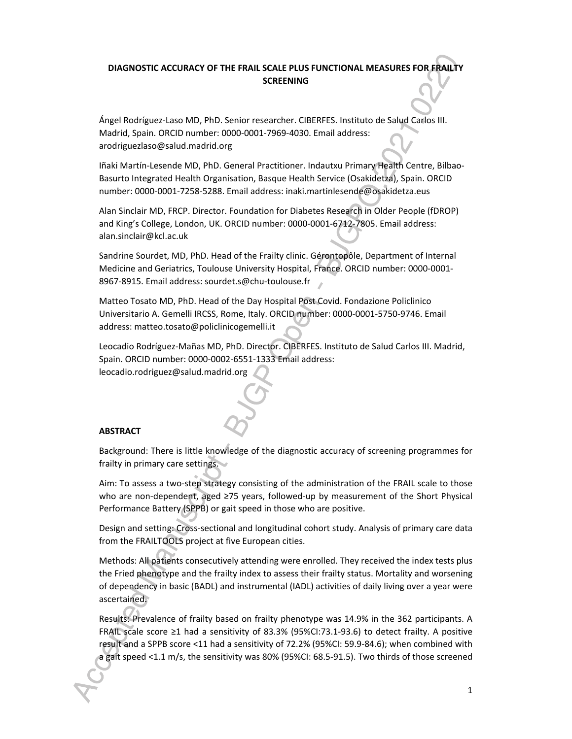**DIAGNOSTIC ACCURACY OF THE FRAIL SCALE PLUS FUNCTIONAL MEASURES FOR FRAILTY SCREENING**

Ángel Rodríguez-Laso MD, PhD. Senior researcher. CIBERFES. Instituto de Salud Carlos III. Madrid, Spain. ORCID number: 0000-0001-7969-4030. Email address: arodriguezlaso@salud.madrid.org

Iñaki Martín-Lesende MD, PhD. General Practitioner. Indautxu Primary Health Centre, Bilbao-Basurto Integrated Health Organisation, Basque Health Service (Osakidetza), Spain. ORCID number: 0000-0001-7258-5288. Email address: inaki.martinlesende@osakidetza.eus

Alan Sinclair MD, FRCP. Director. Foundation for Diabetes Research in Older People (fDROP) and King's College, London, UK. ORCID number: 0000-0001-6712-7805. Email address: alan.sinclair@kcl.ac.uk

Sandrine Sourdet, MD, PhD. Head of the Frailty clinic. Gérontopôle, Department of Internal Medicine and Geriatrics, Toulouse University Hospital, France. ORCID number: 0000-0001-8967-8915. Email address: sourdet.s@chu-toulouse.fr

Matteo Tosato MD, PhD. Head of the Day Hospital Post Covid. Fondazione Policlinico Universitario A. Gemelli IRCSS, Rome, Italy. ORCID number: 0000-0001-5750-9746. Email address: matteo.tosato@policlinicogemelli.it

Leocadio Rodríguez-Mañas MD, PhD. Director. CIBERFES. Instituto de Salud Carlos III. Madrid, Spain. ORCID number: 0000-0002-6551-1333 Email address: leocadio.rodriguez@salud.madrid.org

**ABSTRACT**

Background: There is little knowledge of the diagnostic accuracy of screening programmes for frailty in primary care settings.

Aim: To assess a two-step strategy consisting of the administration of the FRAIL scale to those who are non-dependent, aged ≥75 years, followed-up by measurement of the Short Physical Performance Battery (SPPB) or gait speed in those who are positive.

Design and setting: Cross-sectional and longitudinal cohort study. Analysis of primary care data from the FRAILTOOLS project at five European cities.

Methods: All patients consecutively attending were enrolled. They received the index tests plus the Fried phenotype and the frailty index to assess their frailty status. Mortality and worsening of dependency in basic (BADL) and instrumental (IADL) activities of daily living over a year were ascertained.

Results: Prevalence of frailty based on frailty phenotype was 14.9% in the 362 participants. A FRAIL scale score ≥1 had a sensitivity of 83.3% (95%CI:73.1-93.6) to detect frailty. A positive result and a SPPB score <11 had a sensitivity of 72.2% (95%CI: 59.9-84.6); when combined with a gait speed <1.1 m/s, the sensitivity was 80% (95%CI: 68.5-91.5). Two thirds of those screened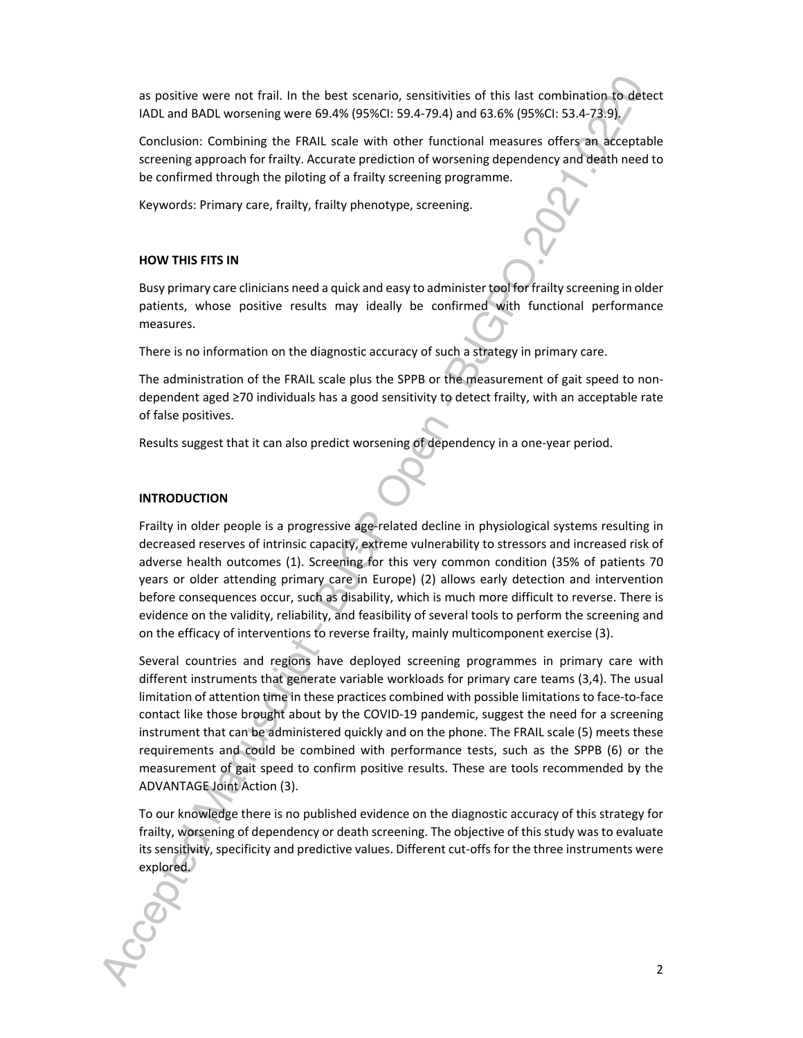as positive were not frail. In the best scenario, sensitivities of this last combination to detect IADL and BADL worsening were 69.4% (95%CI: 59.4-79.4) and 63.6% (95%CI: 53.4-73.9).

Conclusion: Combining the FRAIL scale with other functional measures offers an acceptable screening approach for frailty. Accurate prediction of worsening dependency and death need to be confirmed through the piloting of a frailty screening programme.

Keywords: Primary care, frailty, frailty phenotype, screening.

## HOW THIS FITS IN

Busy primary care clinicians need a quick and easy to administer tool for frailty screening in older patients, whose positive results may ideally be confirmed with functional performance measures.

There is no information on the diagnostic accuracy of such a strategy in primary care.

The administration of the FRAIL scale plus the SPPB or the measurement of gait speed to non-dependent aged ≥70 individuals has a good sensitivity to detect frailty, with an acceptable rate of false positives.

Results suggest that it can also predict worsening of dependency in a one-year period.

## INTRODUCTION

Frailty in older people is a progressive age-related decline in physiological systems resulting in decreased reserves of intrinsic capacity, extreme vulnerability to stressors and increased risk of adverse health outcomes (1). Screening for this very common condition (35% of patients 70 years or older attending primary care in Europe) (2) allows early detection and intervention before consequences occur, such as disability, which is much more difficult to reverse. There is evidence on the validity, reliability, and feasibility of several tools to perform the screening and on the efficacy of interventions to reverse frailty, mainly multicomponent exercise (3).

Several countries and regions have deployed screening programmes in primary care with different instruments that generate variable workloads for primary care teams (3,4). The usual limitation of attention time in these practices combined with possible limitations to face-to-face contact like those brought about by the COVID-19 pandemic, suggest the need for a screening instrument that can be administered quickly and on the phone. The FRAIL scale (5) meets these requirements and could be combined with performance tests, such as the SPPB (6) or the measurement of gait speed to confirm positive results. These are tools recommended by the ADVANTAGE Joint Action (3).

To our knowledge there is no published evidence on the diagnostic accuracy of this strategy for frailty, worsening of dependency or death screening. The objective of this study was to evaluate its sensitivity, specificity and predictive values. Different cut-offs for the three instruments were explored.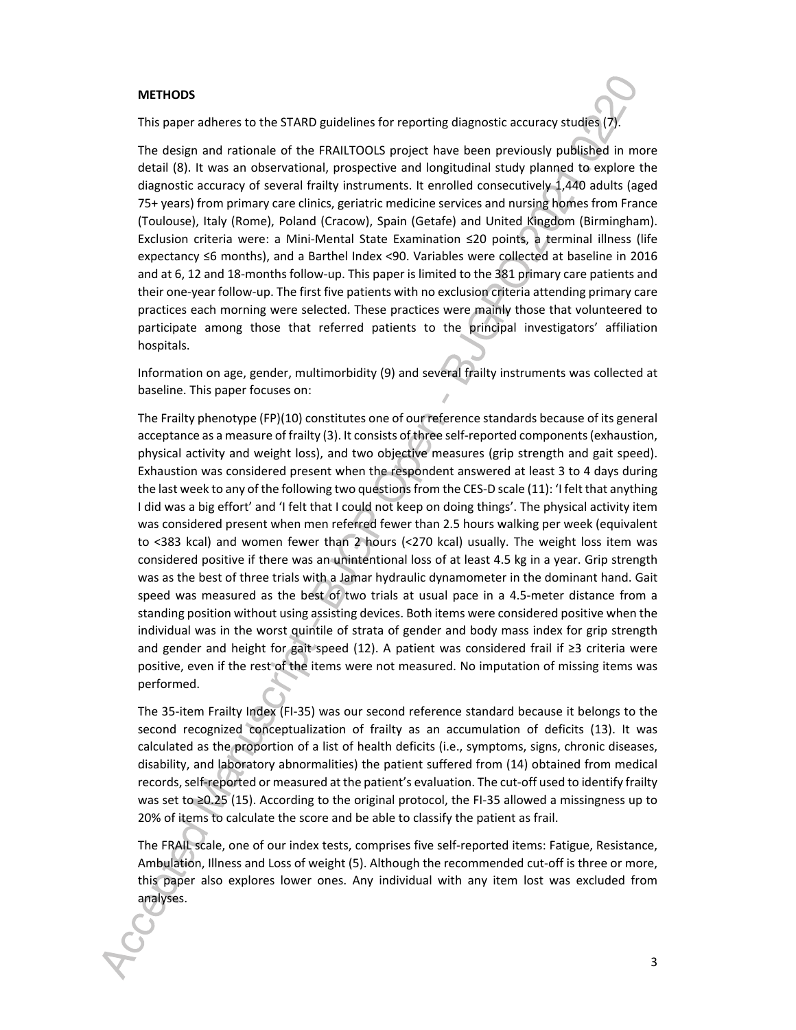**METHODS**

This paper adheres to the STARD guidelines for reporting diagnostic accuracy studies (7).

The design and rationale of the FRAILTOOLS project have been previously published in more detail (8). It was an observational, prospective and longitudinal study planned to explore the diagnostic accuracy of several frailty instruments. It enrolled consecutively 1,440 adults (aged 75+ years) from primary care clinics, geriatric medicine services and nursing homes from France (Toulouse), Italy (Rome), Poland (Cracow), Spain (Getafe) and United Kingdom (Birmingham). Exclusion criteria were: a Mini-Mental State Examination ≤20 points, a terminal illness (life expectancy ≤6 months), and a Barthel Index <90. Variables were collected at baseline in 2016 and at 6, 12 and 18-months follow-up. This paper is limited to the 381 primary care patients and their one-year follow-up. The first five patients with no exclusion criteria attending primary care practices each morning were selected. These practices were mainly those that volunteered to participate among those that referred patients to the principal investigators' affiliation hospitals.

Information on age, gender, multimorbidity (9) and several frailty instruments was collected at baseline. This paper focuses on:

The Frailty phenotype (FP)(10) constitutes one of our reference standards because of its general acceptance as a measure of frailty (3). It consists of three self-reported components (exhaustion, physical activity and weight loss), and two objective measures (grip strength and gait speed). Exhaustion was considered present when the respondent answered at least 3 to 4 days during the last week to any of the following two questions from the CES-D scale (11): 'I felt that anything I did was a big effort' and 'I felt that I could not keep on doing things'. The physical activity item was considered present when men referred fewer than 2.5 hours walking per week (equivalent to <383 kcal) and women fewer than 2 hours (<270 kcal) usually. The weight loss item was considered positive if there was an unintentional loss of at least 4.5 kg in a year. Grip strength was as the best of three trials with a Jamar hydraulic dynamometer in the dominant hand. Gait speed was measured as the best of two trials at usual pace in a 4.5-meter distance from a standing position without using assisting devices. Both items were considered positive when the individual was in the worst quintile of strata of gender and body mass index for grip strength and gender and height for gait speed (12). A patient was considered frail if ≥3 criteria were positive, even if the rest of the items were not measured. No imputation of missing items was performed.

The 35-item Frailty Index (FI-35) was our second reference standard because it belongs to the second recognized conceptualization of frailty as an accumulation of deficits (13). It was calculated as the proportion of a list of health deficits (i.e., symptoms, signs, chronic diseases, disability, and laboratory abnormalities) the patient suffered from (14) obtained from medical records, self-reported or measured at the patient's evaluation. The cut-off used to identify frailty was set to ≥0.25 (15). According to the original protocol, the FI-35 allowed a missingness up to 20% of items to calculate the score and be able to classify the patient as frail.

The FRAIL scale, one of our index tests, comprises five self-reported items: Fatigue, Resistance, Ambulation, Illness and Loss of weight (5). Although the recommended cut-off is three or more, this paper also explores lower ones. Any individual with any item lost was excluded from analyses.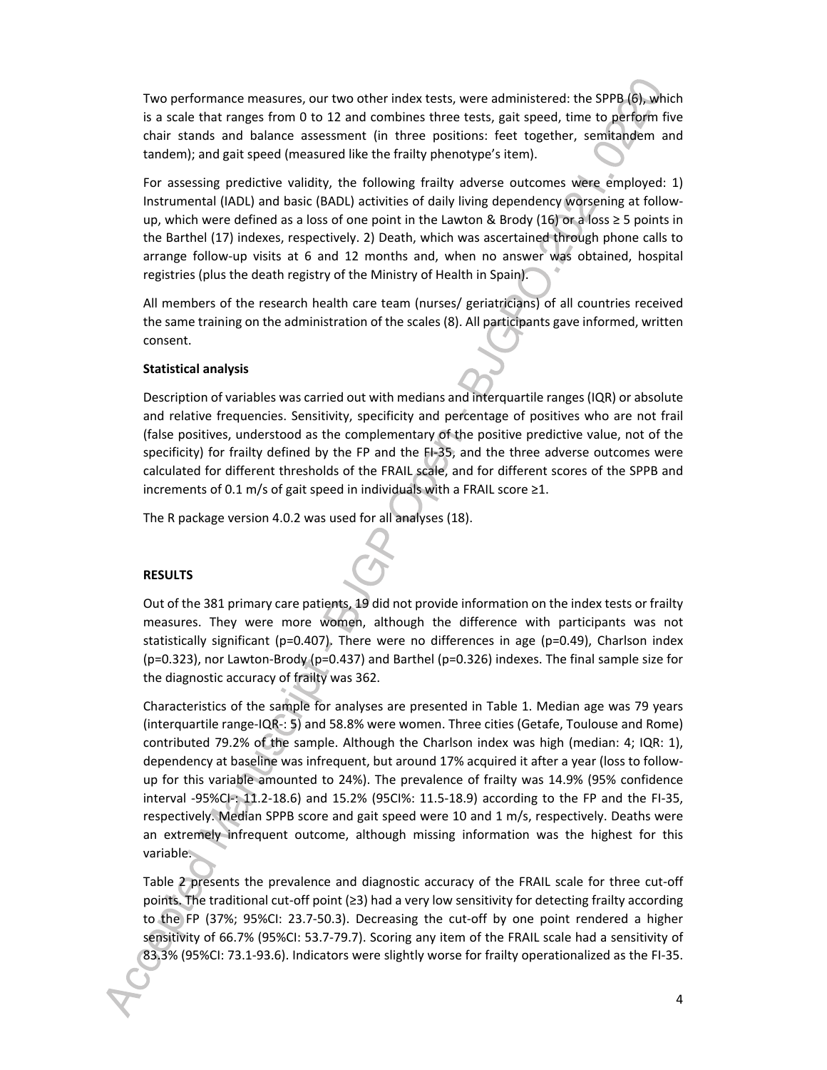Two performance measures, our two other index tests, were administered: the SPPB (6), which is a scale that ranges from 0 to 12 and combines three tests, gait speed, time to perform five chair stands and balance assessment (in three positions: feet together, semitandem and tandem); and gait speed (measured like the frailty phenotype's item).

For assessing predictive validity, the following frailty adverse outcomes were employed: 1) Instrumental (IADL) and basic (BADL) activities of daily living dependency worsening at follow-up, which were defined as a loss of one point in the Lawton & Brody (16) or a loss ≥ 5 points in the Barthel (17) indexes, respectively. 2) Death, which was ascertained through phone calls to arrange follow-up visits at 6 and 12 months and, when no answer was obtained, hospital registries (plus the death registry of the Ministry of Health in Spain).

All members of the research health care team (nurses/ geriatricians) of all countries received the same training on the administration of the scales (8). All participants gave informed, written consent.

**Statistical analysis**

Description of variables was carried out with medians and interquartile ranges (IQR) or absolute and relative frequencies. Sensitivity, specificity and percentage of positives who are not frail (false positives, understood as the complementary of the positive predictive value, not of the specificity) for frailty defined by the FP and the FI-35, and the three adverse outcomes were calculated for different thresholds of the FRAIL scale, and for different scores of the SPPB and increments of 0.1 m/s of gait speed in individuals with a FRAIL score ≥1.

The R package version 4.0.2 was used for all analyses (18).

## RESULTS

Out of the 381 primary care patients, 19 did not provide information on the index tests or frailty measures. They were more women, although the difference with participants was not statistically significant (p=0.407). There were no differences in age (p=0.49), Charlson index (p=0.323), nor Lawton-Brody (p=0.437) and Barthel (p=0.326) indexes. The final sample size for the diagnostic accuracy of frailty was 362.

Characteristics of the sample for analyses are presented in Table 1. Median age was 79 years (interquartile range-IQR-: 5) and 58.8% were women. Three cities (Getafe, Toulouse and Rome) contributed 79.2% of the sample. Although the Charlson index was high (median: 4; IQR: 1), dependency at baseline was infrequent, but around 17% acquired it after a year (loss to follow-up for this variable amounted to 24%). The prevalence of frailty was 14.9% (95% confidence interval -95%CI-: 11.2-18.6) and 15.2% (95CI%: 11.5-18.9) according to the FP and the FI-35, respectively. Median SPPB score and gait speed were 10 and 1 m/s, respectively. Deaths were an extremely infrequent outcome, although missing information was the highest for this variable.

Table 2 presents the prevalence and diagnostic accuracy of the FRAIL scale for three cut-off points. The traditional cut-off point (≥3) had a very low sensitivity for detecting frailty according to the FP (37%; 95%CI: 23.7-50.3). Decreasing the cut-off by one point rendered a higher sensitivity of 66.7% (95%CI: 53.7-79.7). Scoring any item of the FRAIL scale had a sensitivity of 83.3% (95%CI: 73.1-93.6). Indicators were slightly worse for frailty operationalized as the FI-35.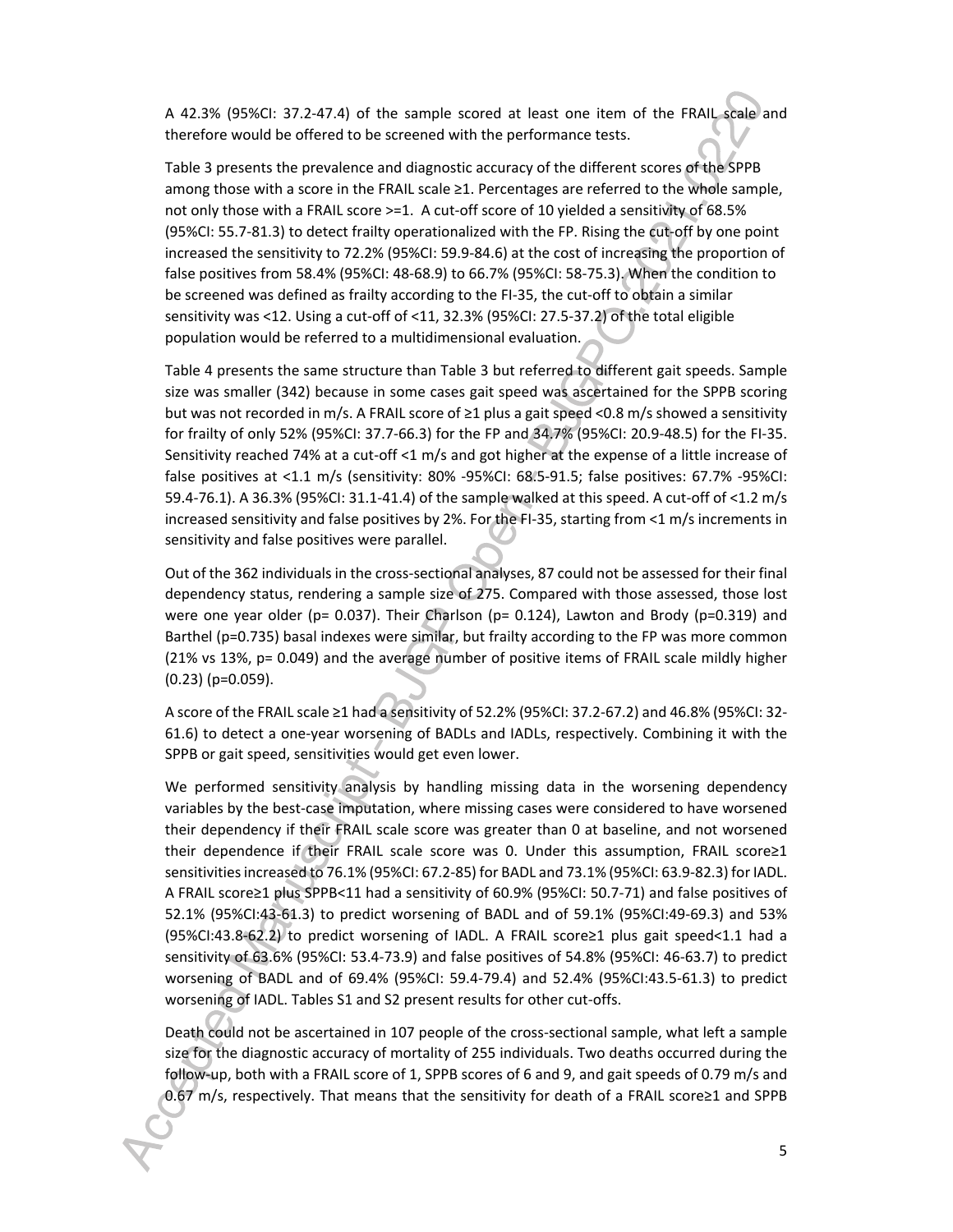A 42.3% (95%CI: 37.2-47.4) of the sample scored at least one item of the FRAIL scale and therefore would be offered to be screened with the performance tests.

Table 3 presents the prevalence and diagnostic accuracy of the different scores of the SPPB among those with a score in the FRAIL scale ≥1. Percentages are referred to the whole sample, not only those with a FRAIL score >=1. A cut-off score of 10 yielded a sensitivity of 68.5% (95%CI: 55.7-81.3) to detect frailty operationalized with the FP. Rising the cut-off by one point increased the sensitivity to 72.2% (95%CI: 59.9-84.6) at the cost of increasing the proportion of false positives from 58.4% (95%CI: 48-68.9) to 66.7% (95%CI: 58-75.3). When the condition to be screened was defined as frailty according to the FI-35, the cut-off to obtain a similar sensitivity was <12. Using a cut-off of <11, 32.3% (95%CI: 27.5-37.2) of the total eligible population would be referred to a multidimensional evaluation.

Table 4 presents the same structure than Table 3 but referred to different gait speeds. Sample size was smaller (342) because in some cases gait speed was ascertained for the SPPB scoring but was not recorded in m/s. A FRAIL score of ≥1 plus a gait speed <0.8 m/s showed a sensitivity for frailty of only 52% (95%CI: 37.7-66.3) for the FP and 34.7% (95%CI: 20.9-48.5) for the FI-35. Sensitivity reached 74% at a cut-off <1 m/s and got higher at the expense of a little increase of false positives at <1.1 m/s (sensitivity: 80% -95%CI: 68.5-91.5; false positives: 67.7% -95%CI: 59.4-76.1). A 36.3% (95%CI: 31.1-41.4) of the sample walked at this speed. A cut-off of <1.2 m/s increased sensitivity and false positives by 2%. For the FI-35, starting from <1 m/s increments in sensitivity and false positives were parallel.

Out of the 362 individuals in the cross-sectional analyses, 87 could not be assessed for their final dependency status, rendering a sample size of 275. Compared with those assessed, those lost were one year older (p= 0.037). Their Charlson (p= 0.124), Lawton and Brody (p=0.319) and Barthel (p=0.735) basal indexes were similar, but frailty according to the FP was more common (21% vs 13%, p= 0.049) and the average number of positive items of FRAIL scale mildly higher (0.23) (p=0.059).

A score of the FRAIL scale ≥1 had a sensitivity of 52.2% (95%CI: 37.2-67.2) and 46.8% (95%CI: 32-61.6) to detect a one-year worsening of BADLs and IADLs, respectively. Combining it with the SPPB or gait speed, sensitivities would get even lower.

We performed sensitivity analysis by handling missing data in the worsening dependency variables by the best-case imputation, where missing cases were considered to have worsened their dependency if their FRAIL scale score was greater than 0 at baseline, and not worsened their dependence if their FRAIL scale score was 0. Under this assumption, FRAIL score≥1 sensitivities increased to 76.1% (95%CI: 67.2-85) for BADL and 73.1% (95%CI: 63.9-82.3) for IADL. A FRAIL score≥1 plus SPPB<11 had a sensitivity of 60.9% (95%CI: 50.7-71) and false positives of 52.1% (95%CI:43-61.3) to predict worsening of BADL and of 59.1% (95%CI:49-69.3) and 53% (95%CI:43.8-62.2) to predict worsening of IADL. A FRAIL score≥1 plus gait speed<1.1 had a sensitivity of 63.6% (95%CI: 53.4-73.9) and false positives of 54.8% (95%CI: 46-63.7) to predict worsening of BADL and of 69.4% (95%CI: 59.4-79.4) and 52.4% (95%CI:43.5-61.3) to predict worsening of IADL. Tables S1 and S2 present results for other cut-offs.

Death could not be ascertained in 107 people of the cross-sectional sample, what left a sample size for the diagnostic accuracy of mortality of 255 individuals. Two deaths occurred during the follow-up, both with a FRAIL score of 1, SPPB scores of 6 and 9, and gait speeds of 0.79 m/s and 0.67 m/s, respectively. That means that the sensitivity for death of a FRAIL score≥1 and SPPB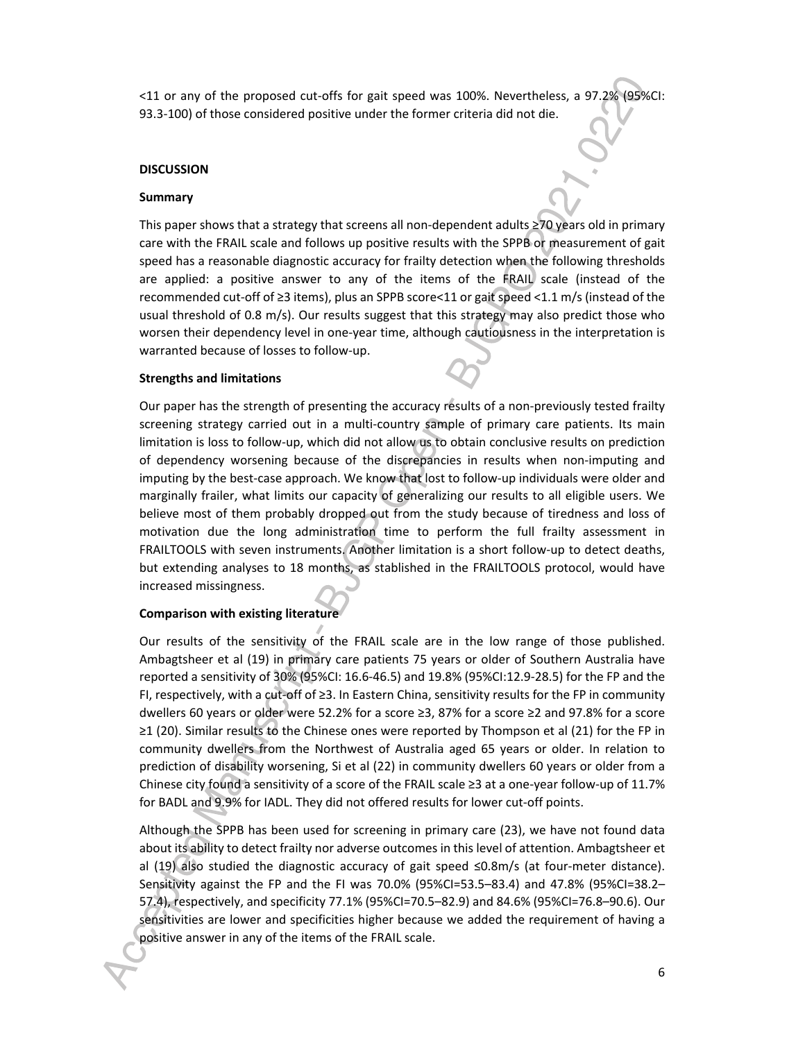<11 or any of the proposed cut-offs for gait speed was 100%. Nevertheless, a 97.2% (95%CI: 93.3-100) of those considered positive under the former criteria did not die.

## DISCUSSION

### Summary

This paper shows that a strategy that screens all non-dependent adults ≥70 years old in primary care with the FRAIL scale and follows up positive results with the SPPB or measurement of gait speed has a reasonable diagnostic accuracy for frailty detection when the following thresholds are applied: a positive answer to any of the items of the FRAIL scale (instead of the recommended cut-off of ≥3 items), plus an SPPB score<11 or gait speed <1.1 m/s (instead of the usual threshold of 0.8 m/s). Our results suggest that this strategy may also predict those who worsen their dependency level in one-year time, although cautiousness in the interpretation is warranted because of losses to follow-up.

### Strengths and limitations

Our paper has the strength of presenting the accuracy results of a non-previously tested frailty screening strategy carried out in a multi-country sample of primary care patients. Its main limitation is loss to follow-up, which did not allow us to obtain conclusive results on prediction of dependency worsening because of the discrepancies in results when non-imputing and imputing by the best-case approach. We know that lost to follow-up individuals were older and marginally frailer, what limits our capacity of generalizing our results to all eligible users. We believe most of them probably dropped out from the study because of tiredness and loss of motivation due the long administration time to perform the full frailty assessment in FRAILTOOLS with seven instruments. Another limitation is a short follow-up to detect deaths, but extending analyses to 18 months, as stablished in the FRAILTOOLS protocol, would have increased missingness.

### Comparison with existing literature

Our results of the sensitivity of the FRAIL scale are in the low range of those published. Ambagtsheer et al (19) in primary care patients 75 years or older of Southern Australia have reported a sensitivity of 30% (95%CI: 16.6-46.5) and 19.8% (95%CI:12.9-28.5) for the FP and the FI, respectively, with a cut-off of ≥3. In Eastern China, sensitivity results for the FP in community dwellers 60 years or older were 52.2% for a score ≥3, 87% for a score ≥2 and 97.8% for a score ≥1 (20). Similar results to the Chinese ones were reported by Thompson et al (21) for the FP in community dwellers from the Northwest of Australia aged 65 years or older. In relation to prediction of disability worsening, Si et al (22) in community dwellers 60 years or older from a Chinese city found a sensitivity of a score of the FRAIL scale ≥3 at a one-year follow-up of 11.7% for BADL and 9.9% for IADL. They did not offered results for lower cut-off points.

Although the SPPB has been used for screening in primary care (23), we have not found data about its ability to detect frailty nor adverse outcomes in this level of attention. Ambagtsheer et al (19) also studied the diagnostic accuracy of gait speed ≤0.8m/s (at four-meter distance). Sensitivity against the FP and the FI was 70.0% (95%CI=53.5–83.4) and 47.8% (95%CI=38.2–57.4), respectively, and specificity 77.1% (95%CI=70.5–82.9) and 84.6% (95%CI=76.8–90.6). Our sensitivities are lower and specificities higher because we added the requirement of having a positive answer in any of the items of the FRAIL scale.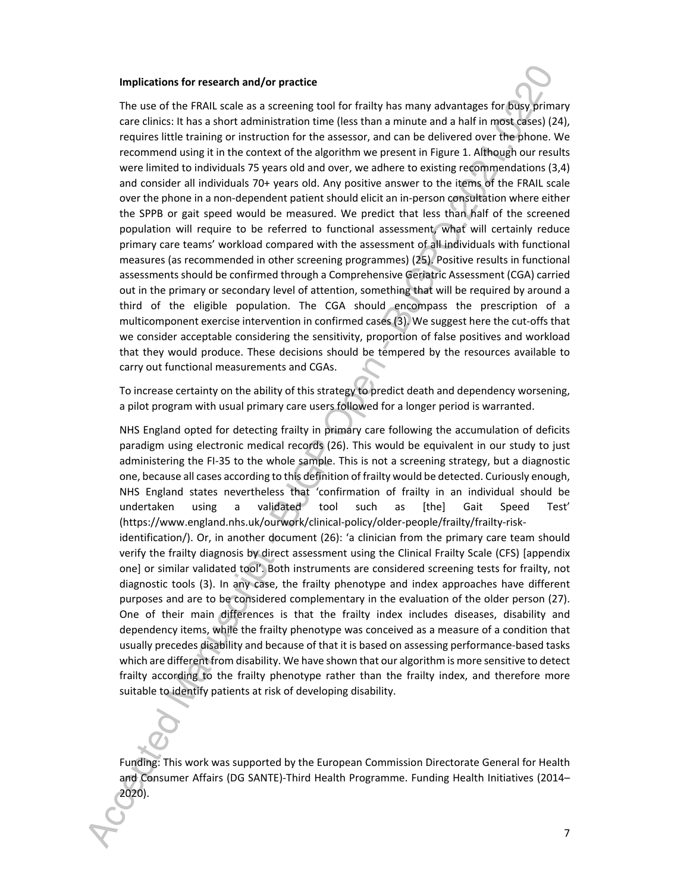**Implications for research and/or practice**

The use of the FRAIL scale as a screening tool for frailty has many advantages for busy primary care clinics: It has a short administration time (less than a minute and a half in most cases) (24), requires little training or instruction for the assessor, and can be delivered over the phone. We recommend using it in the context of the algorithm we present in Figure 1. Although our results were limited to individuals 75 years old and over, we adhere to existing recommendations (3,4) and consider all individuals 70+ years old. Any positive answer to the items of the FRAIL scale over the phone in a non-dependent patient should elicit an in-person consultation where either the SPPB or gait speed would be measured. We predict that less than half of the screened population will require to be referred to functional assessment, what will certainly reduce primary care teams' workload compared with the assessment of all individuals with functional measures (as recommended in other screening programmes) (25). Positive results in functional assessments should be confirmed through a Comprehensive Geriatric Assessment (CGA) carried out in the primary or secondary level of attention, something that will be required by around a third of the eligible population. The CGA should encompass the prescription of a multicomponent exercise intervention in confirmed cases (3). We suggest here the cut-offs that we consider acceptable considering the sensitivity, proportion of false positives and workload that they would produce. These decisions should be tempered by the resources available to carry out functional measurements and CGAs.

To increase certainty on the ability of this strategy to predict death and dependency worsening, a pilot program with usual primary care users followed for a longer period is warranted.

NHS England opted for detecting frailty in primary care following the accumulation of deficits paradigm using electronic medical records (26). This would be equivalent in our study to just administering the FI-35 to the whole sample. This is not a screening strategy, but a diagnostic one, because all cases according to this definition of frailty would be detected. Curiously enough, NHS England states nevertheless that 'confirmation of frailty in an individual should be undertaken using a validated tool such as [the] Gait Speed Test' (https://www.england.nhs.uk/ourwork/clinical-policy/older-people/frailty/frailty-risk-identification/). Or, in another document (26): 'a clinician from the primary care team should verify the frailty diagnosis by direct assessment using the Clinical Frailty Scale (CFS) [appendix one] or similar validated tool'. Both instruments are considered screening tests for frailty, not diagnostic tools (3). In any case, the frailty phenotype and index approaches have different purposes and are to be considered complementary in the evaluation of the older person (27). One of their main differences is that the frailty index includes diseases, disability and dependency items, while the frailty phenotype was conceived as a measure of a condition that usually precedes disability and because of that it is based on assessing performance-based tasks which are different from disability. We have shown that our algorithm is more sensitive to detect frailty according to the frailty phenotype rather than the frailty index, and therefore more suitable to identify patients at risk of developing disability.

Funding: This work was supported by the European Commission Directorate General for Health and Consumer Affairs (DG SANTE)-Third Health Programme. Funding Health Initiatives (2014–2020).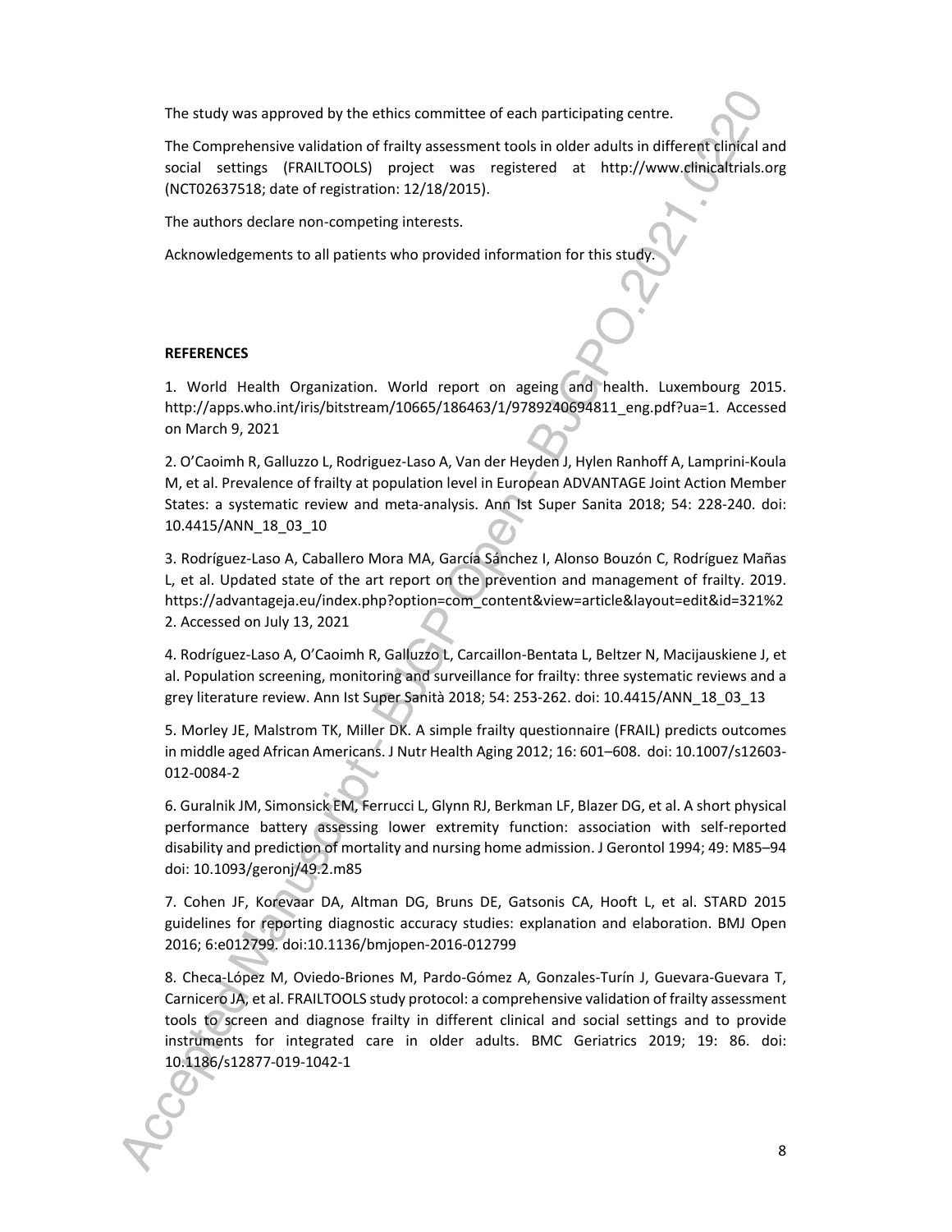The study was approved by the ethics committee of each participating centre.

The Comprehensive validation of frailty assessment tools in older adults in different clinical and social settings (FRAILTOOLS) project was registered at http://www.clinicaltrials.org (NCT02637518; date of registration: 12/18/2015).

The authors declare non-competing interests.

Acknowledgements to all patients who provided information for this study.

**REFERENCES**

1. World Health Organization. World report on ageing and health. Luxembourg 2015. http://apps.who.int/iris/bitstream/10665/186463/1/9789240694811_eng.pdf?ua=1. Accessed on March 9, 2021

2. O'Caoimh R, Galluzzo L, Rodriguez-Laso A, Van der Heyden J, Hylen Ranhoff A, Lamprini-Koula M, et al. Prevalence of frailty at population level in European ADVANTAGE Joint Action Member States: a systematic review and meta-analysis. Ann Ist Super Sanita 2018; 54: 228-240. doi: 10.4415/ANN_18_03_10

3. Rodríguez-Laso A, Caballero Mora MA, García Sánchez I, Alonso Bouzón C, Rodríguez Mañas L, et al. Updated state of the art report on the prevention and management of frailty. 2019. https://advantageja.eu/index.php?option=com_content&view=article&layout=edit&id=321%22. Accessed on July 13, 2021

4. Rodríguez-Laso A, O'Caoimh R, Galluzzo L, Carcaillon-Bentata L, Beltzer N, Macijauskiene J, et al. Population screening, monitoring and surveillance for frailty: three systematic reviews and a grey literature review. Ann Ist Super Sanità 2018; 54: 253-262. doi: 10.4415/ANN_18_03_13

5. Morley JE, Malstrom TK, Miller DK. A simple frailty questionnaire (FRAIL) predicts outcomes in middle aged African Americans. J Nutr Health Aging 2012; 16: 601–608. doi: 10.1007/s12603-012-0084-2

6. Guralnik JM, Simonsick EM, Ferrucci L, Glynn RJ, Berkman LF, Blazer DG, et al. A short physical performance battery assessing lower extremity function: association with self-reported disability and prediction of mortality and nursing home admission. J Gerontol 1994; 49: M85–94 doi: 10.1093/geronj/49.2.m85

7. Cohen JF, Korevaar DA, Altman DG, Bruns DE, Gatsonis CA, Hooft L, et al. STARD 2015 guidelines for reporting diagnostic accuracy studies: explanation and elaboration. BMJ Open 2016; 6:e012799. doi:10.1136/bmjopen-2016-012799

8. Checa-López M, Oviedo-Briones M, Pardo-Gómez A, Gonzales-Turín J, Guevara-Guevara T, Carnicero JA, et al. FRAILTOOLS study protocol: a comprehensive validation of frailty assessment tools to screen and diagnose frailty in different clinical and social settings and to provide instruments for integrated care in older adults. BMC Geriatrics 2019; 19: 86. doi: 10.1186/s12877-019-1042-1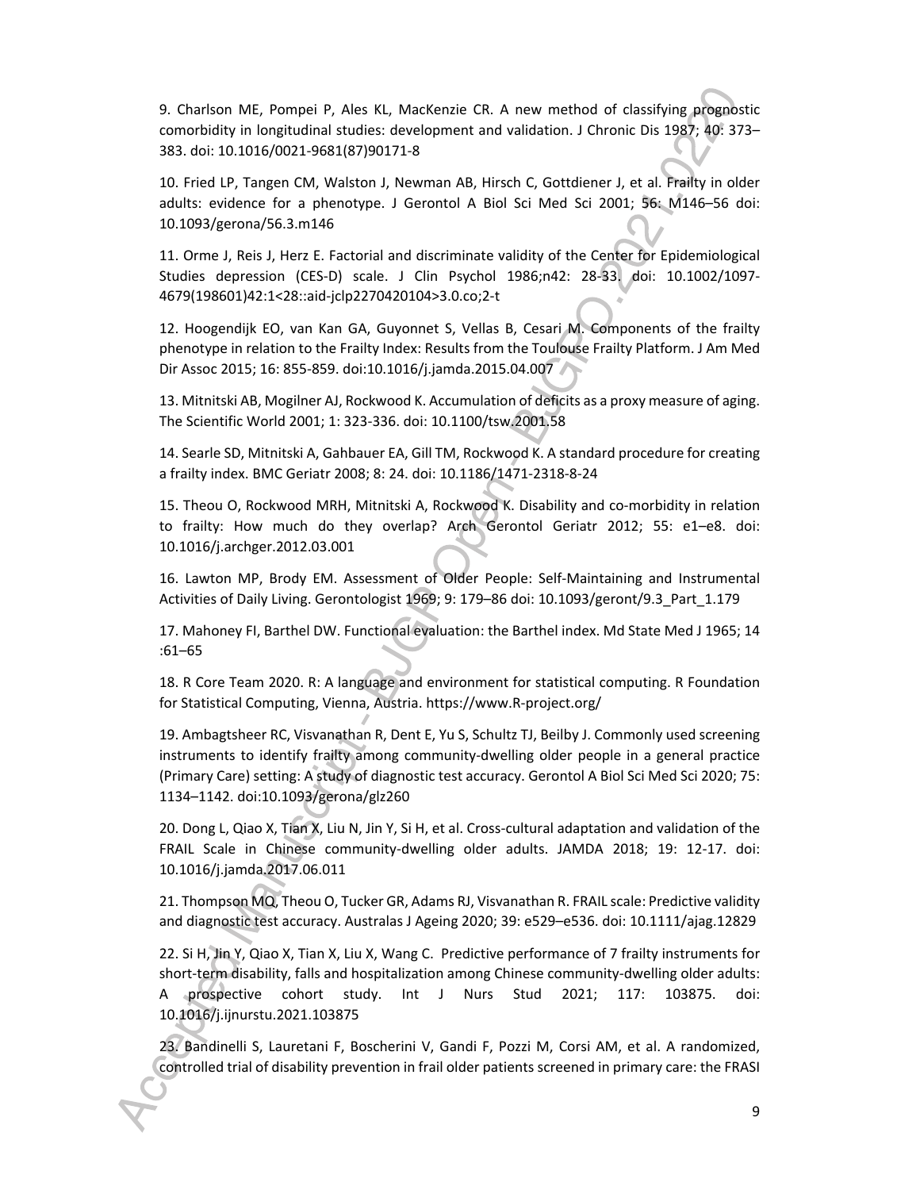9. Charlson ME, Pompei P, Ales KL, MacKenzie CR. A new method of classifying prognostic comorbidity in longitudinal studies: development and validation. J Chronic Dis 1987; 40: 373–383. doi: 10.1016/0021-9681(87)90171-8

10. Fried LP, Tangen CM, Walston J, Newman AB, Hirsch C, Gottdiener J, et al. Frailty in older adults: evidence for a phenotype. J Gerontol A Biol Sci Med Sci 2001; 56: M146–56 doi: 10.1093/gerona/56.3.m146

11. Orme J, Reis J, Herz E. Factorial and discriminate validity of the Center for Epidemiological Studies depression (CES-D) scale. J Clin Psychol 1986;n42: 28-33. doi: 10.1002/1097-4679(198601)42:1<28::aid-jclp2270420104>3.0.co;2-t

12. Hoogendijk EO, van Kan GA, Guyonnet S, Vellas B, Cesari M. Components of the frailty phenotype in relation to the Frailty Index: Results from the Toulouse Frailty Platform. J Am Med Dir Assoc 2015; 16: 855-859. doi:10.1016/j.jamda.2015.04.007

13. Mitnitski AB, Mogilner AJ, Rockwood K. Accumulation of deficits as a proxy measure of aging. The Scientific World 2001; 1: 323-336. doi: 10.1100/tsw.2001.58

14. Searle SD, Mitnitski A, Gahbauer EA, Gill TM, Rockwood K. A standard procedure for creating a frailty index. BMC Geriatr 2008; 8: 24. doi: 10.1186/1471-2318-8-24

15. Theou O, Rockwood MRH, Mitnitski A, Rockwood K. Disability and co-morbidity in relation to frailty: How much do they overlap? Arch Gerontol Geriatr 2012; 55: e1–e8. doi: 10.1016/j.archger.2012.03.001

16. Lawton MP, Brody EM. Assessment of Older People: Self-Maintaining and Instrumental Activities of Daily Living. Gerontologist 1969; 9: 179–86 doi: 10.1093/geront/9.3_Part_1.179

17. Mahoney FI, Barthel DW. Functional evaluation: the Barthel index. Md State Med J 1965; 14 :61–65

18. R Core Team 2020. R: A language and environment for statistical computing. R Foundation for Statistical Computing, Vienna, Austria. https://www.R-project.org/

19. Ambagtsheer RC, Visvanathan R, Dent E, Yu S, Schultz TJ, Beilby J. Commonly used screening instruments to identify frailty among community-dwelling older people in a general practice (Primary Care) setting: A study of diagnostic test accuracy. Gerontol A Biol Sci Med Sci 2020; 75: 1134–1142. doi:10.1093/gerona/glz260

20. Dong L, Qiao X, Tian X, Liu N, Jin Y, Si H, et al. Cross-cultural adaptation and validation of the FRAIL Scale in Chinese community-dwelling older adults. JAMDA 2018; 19: 12-17. doi: 10.1016/j.jamda.2017.06.011

21. Thompson MQ, Theou O, Tucker GR, Adams RJ, Visvanathan R. FRAIL scale: Predictive validity and diagnostic test accuracy. Australas J Ageing 2020; 39: e529–e536. doi: 10.1111/ajag.12829

22. Si H, Jin Y, Qiao X, Tian X, Liu X, Wang C. Predictive performance of 7 frailty instruments for short-term disability, falls and hospitalization among Chinese community-dwelling older adults: A prospective cohort study. Int J Nurs Stud 2021; 117: 103875. doi: 10.1016/j.ijnurstu.2021.103875

23. Bandinelli S, Lauretani F, Boscherini V, Gandi F, Pozzi M, Corsi AM, et al. A randomized, controlled trial of disability prevention in frail older patients screened in primary care: the FRASI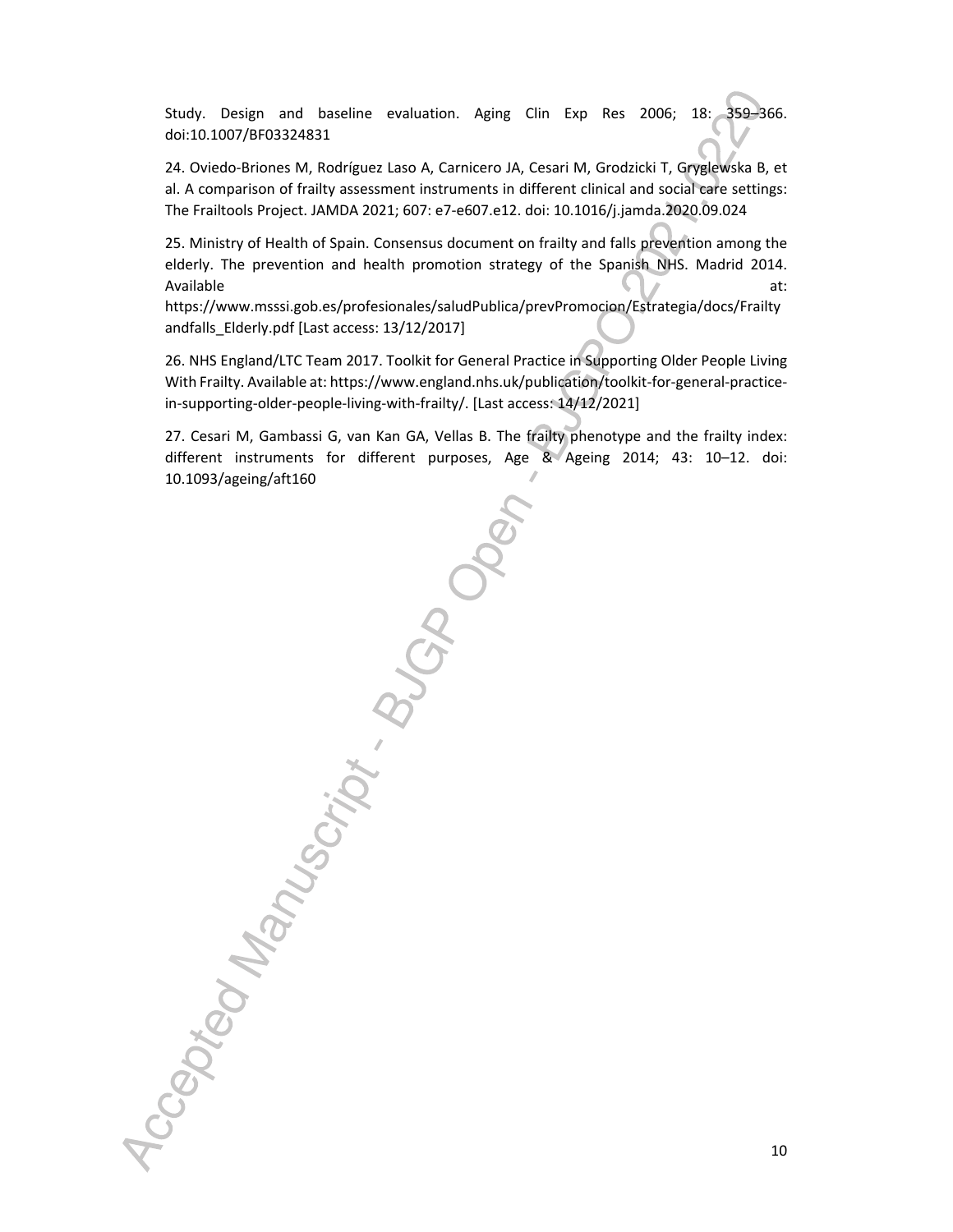Study. Design and baseline evaluation. Aging Clin Exp Res 2006; 18: 359–366. doi:10.1007/BF03324831

24. Oviedo-Briones M, Rodríguez Laso A, Carnicero JA, Cesari M, Grodzicki T, Gryglewska B, et al. A comparison of frailty assessment instruments in different clinical and social care settings: The Frailtools Project. JAMDA 2021; 607: e7-e607.e12. doi: 10.1016/j.jamda.2020.09.024

25. Ministry of Health of Spain. Consensus document on frailty and falls prevention among the elderly. The prevention and health promotion strategy of the Spanish NHS. Madrid 2014. Available at: https://www.msssi.gob.es/profesionales/saludPublica/prevPromocion/Estrategia/docs/Frailtyandfalls_Elderly.pdf [Last access: 13/12/2017]

26. NHS England/LTC Team 2017. Toolkit for General Practice in Supporting Older People Living With Frailty. Available at: https://www.england.nhs.uk/publication/toolkit-for-general-practice-in-supporting-older-people-living-with-frailty/. [Last access: 14/12/2021]

27. Cesari M, Gambassi G, van Kan GA, Vellas B. The frailty phenotype and the frailty index: different instruments for different purposes, Age & Ageing 2014; 43: 10–12. doi: 10.1093/ageing/aft160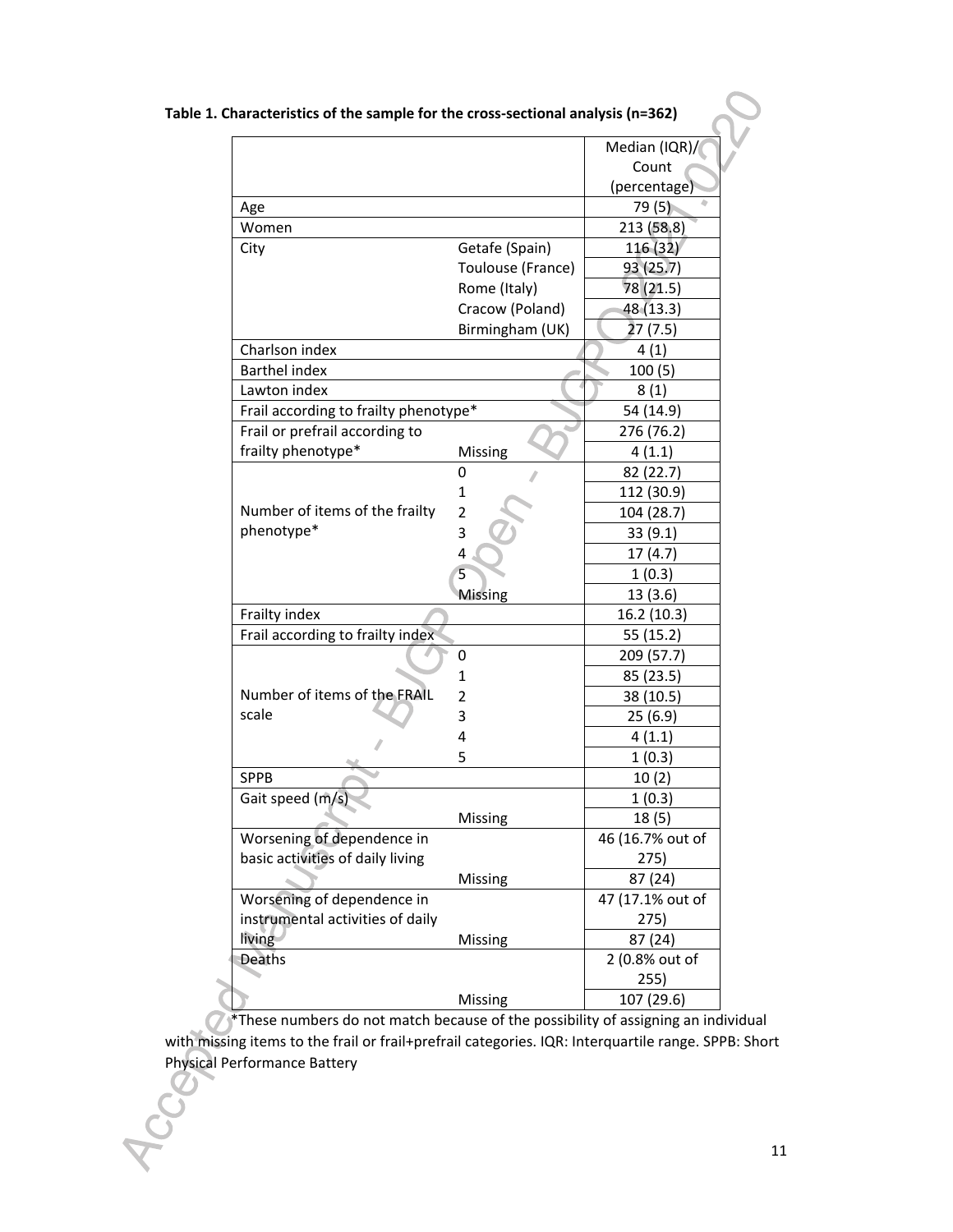**Table 1. Characteristics of the sample for the cross-sectional analysis (n=362)**

| | | Median (IQR)/ Count (percentage) |
|---|---|---|
| Age | | 79 (5) |
| Women | | 213 (58.8) |
| City | Getafe (Spain) | 116 (32) |
| | Toulouse (France) | 93 (25.7) |
| | Rome (Italy) | 78 (21.5) |
| | Cracow (Poland) | 48 (13.3) |
| | Birmingham (UK) | 27 (7.5) |
| Charlson index | | 4 (1) |
| Barthel index | | 100 (5) |
| Lawton index | | 8 (1) |
| Frail according to frailty phenotype* | | 54 (14.9) |
| Frail or prefrail according to frailty phenotype* | | 276 (76.2) |
| | Missing | 4 (1.1) |
| Number of items of the frailty phenotype* | 0 | 82 (22.7) |
| | 1 | 112 (30.9) |
| | 2 | 104 (28.7) |
| | 3 | 33 (9.1) |
| | 4 | 17 (4.7) |
| | 5 | 1 (0.3) |
| | Missing | 13 (3.6) |
| Frailty index | | 16.2 (10.3) |
| Frail according to frailty index | | 55 (15.2) |
| Number of items of the FRAIL scale | 0 | 209 (57.7) |
| | 1 | 85 (23.5) |
| | 2 | 38 (10.5) |
| | 3 | 25 (6.9) |
| | 4 | 4 (1.1) |
| | 5 | 1 (0.3) |
| SPPB | | 10 (2) |
| Gait speed (m/s) | | 1 (0.3) |
| | Missing | 18 (5) |
| Worsening of dependence in basic activities of daily living | | 46 (16.7% out of 275) |
| | Missing | 87 (24) |
| Worsening of dependence in instrumental activities of daily living | | 47 (17.1% out of 275) |
| | Missing | 87 (24) |
| Deaths | | 2 (0.8% out of 255) |
| | Missing | 107 (29.6) |

*These numbers do not match because of the possibility of assigning an individual with missing items to the frail or frail+prefrail categories. IQR: Interquartile range. SPPB: Short Physical Performance Battery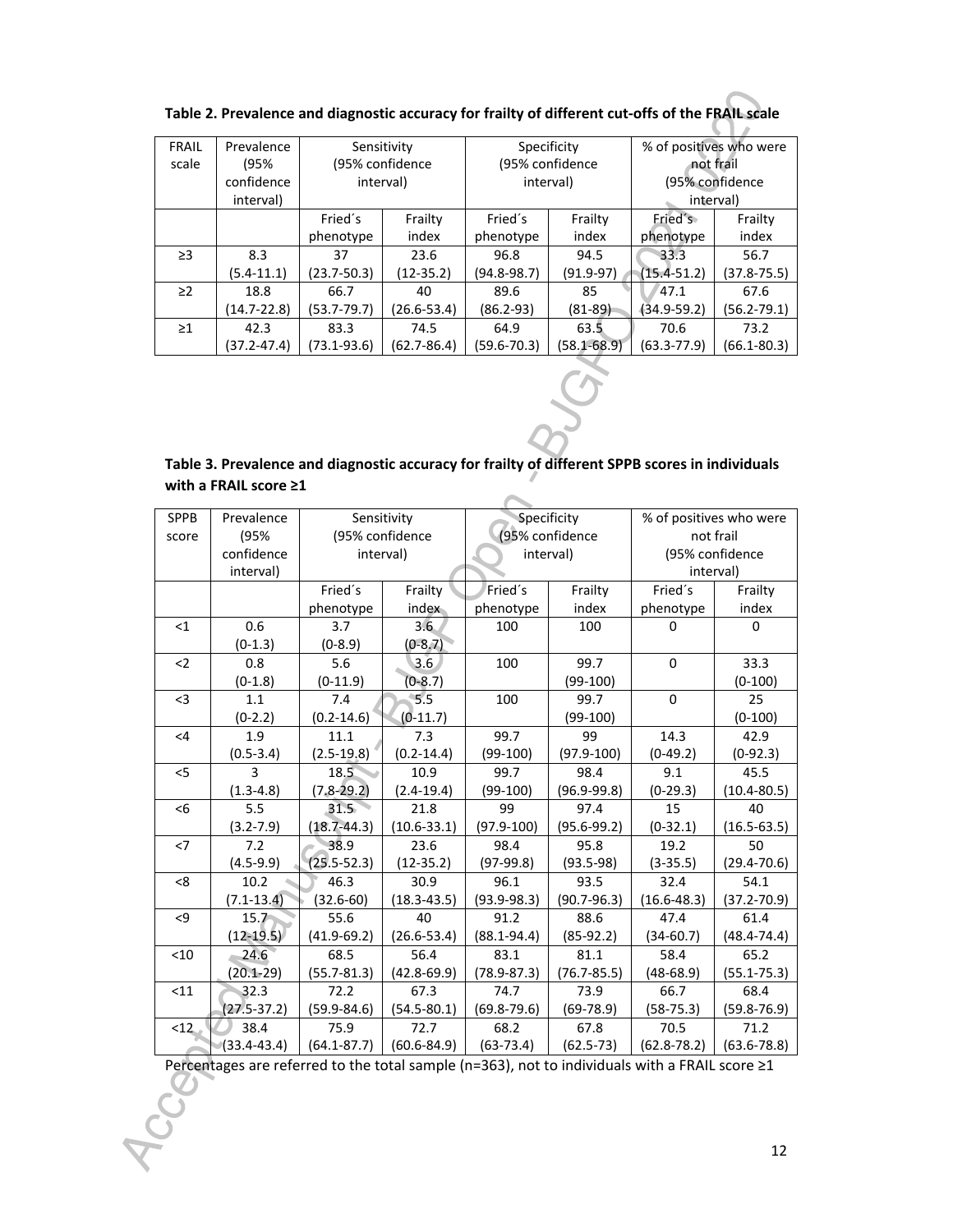**Table 2. Prevalence and diagnostic accuracy for frailty of different cut-offs of the FRAIL scale**

| FRAIL scale | Prevalence (95% confidence interval) | Sensitivity (95% confidence interval) | | Specificity (95% confidence interval) | | % of positives who were not frail (95% confidence interval) | |
|---|---|---|---|---|---|---|---|
| | | Fried´s phenotype | Frailty index | Fried´s phenotype | Frailty index | Fried´s phenotype | Frailty index |
| ≥3 | 8.3 (5.4-11.1) | 37 (23.7-50.3) | 23.6 (12-35.2) | 96.8 (94.8-98.7) | 94.5 (91.9-97) | 33.3 (15.4-51.2) | 56.7 (37.8-75.5) |
| ≥2 | 18.8 (14.7-22.8) | 66.7 (53.7-79.7) | 40 (26.6-53.4) | 89.6 (86.2-93) | 85 (81-89) | 47.1 (34.9-59.2) | 67.6 (56.2-79.1) |
| ≥1 | 42.3 (37.2-47.4) | 83.3 (73.1-93.6) | 74.5 (62.7-86.4) | 64.9 (59.6-70.3) | 63.5 (58.1-68.9) | 70.6 (63.3-77.9) | 73.2 (66.1-80.3) |

**Table 3. Prevalence and diagnostic accuracy for frailty of different SPPB scores in individuals with a FRAIL score ≥1**

| SPPB score | Prevalence (95% confidence interval) | Sensitivity (95% confidence interval) | | Specificity (95% confidence interval) | | % of positives who were not frail (95% confidence interval) | |
|---|---|---|---|---|---|---|---|
| | | Fried´s phenotype | Frailty index | Fried´s phenotype | Frailty index | Fried´s phenotype | Frailty index |
| <1 | 0.6 (0-1.3) | 3.7 (0-8.9) | 3.6 (0-8.7) | 100 | 100 | 0 | 0 |
| <2 | 0.8 (0-1.8) | 5.6 (0-11.9) | 3.6 (0-8.7) | 100 | 99.7 (99-100) | 0 | 33.3 (0-100) |
| <3 | 1.1 (0-2.2) | 7.4 (0.2-14.6) | 5.5 (0-11.7) | 100 | 99.7 (99-100) | 0 | 25 (0-100) |
| <4 | 1.9 (0.5-3.4) | 11.1 (2.5-19.8) | 7.3 (0.2-14.4) | 99.7 (99-100) | 99 (97.9-100) | 14.3 (0-49.2) | 42.9 (0-92.3) |
| <5 | 3 (1.3-4.8) | 18.5 (7.8-29.2) | 10.9 (2.4-19.4) | 99.7 (99-100) | 98.4 (96.9-99.8) | 9.1 (0-29.3) | 45.5 (10.4-80.5) |
| <6 | 5.5 (3.2-7.9) | 31.5 (18.7-44.3) | 21.8 (10.6-33.1) | 99 (97.9-100) | 97.4 (95.6-99.2) | 15 (0-32.1) | 40 (16.5-63.5) |
| <7 | 7.2 (4.5-9.9) | 38.9 (25.5-52.3) | 23.6 (12-35.2) | 98.4 (97-99.8) | 95.8 (93.5-98) | 19.2 (3-35.5) | 50 (29.4-70.6) |
| <8 | 10.2 (7.1-13.4) | 46.3 (32.6-60) | 30.9 (18.3-43.5) | 96.1 (93.9-98.3) | 93.5 (90.7-96.3) | 32.4 (16.6-48.3) | 54.1 (37.2-70.9) |
| <9 | 15.7 (12-19.5) | 55.6 (41.9-69.2) | 40 (26.6-53.4) | 91.2 (88.1-94.4) | 88.6 (85-92.2) | 47.4 (34-60.7) | 61.4 (48.4-74.4) |
| <10 | 24.6 (20.1-29) | 68.5 (55.7-81.3) | 56.4 (42.8-69.9) | 83.1 (78.9-87.3) | 81.1 (76.7-85.5) | 58.4 (48-68.9) | 65.2 (55.1-75.3) |
| <11 | 32.3 (27.5-37.2) | 72.2 (59.9-84.6) | 67.3 (54.5-80.1) | 74.7 (69.8-79.6) | 73.9 (69-78.9) | 66.7 (58-75.3) | 68.4 (59.8-76.9) |
| <12 | 38.4 (33.4-43.4) | 75.9 (64.1-87.7) | 72.7 (60.6-84.9) | 68.2 (63-73.4) | 67.8 (62.5-73) | 70.5 (62.8-78.2) | 71.2 (63.6-78.8) |

Percentages are referred to the total sample (n=363), not to individuals with a FRAIL score ≥1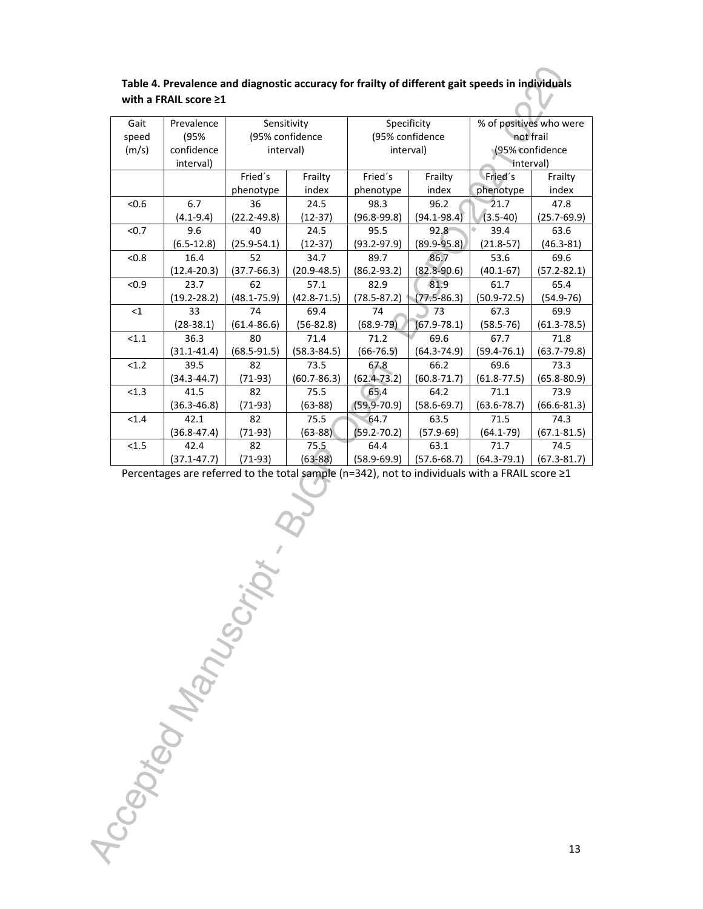**Table 4. Prevalence and diagnostic accuracy for frailty of different gait speeds in individuals with a FRAIL score ≥1**

| Gait speed (m/s) | Prevalence (95% confidence interval) | Sensitivity (95% confidence interval) | | Specificity (95% confidence interval) | | % of positives who were not frail (95% confidence interval) | |
|---|---|---|---|---|---|---|---|
| | | Fried´s phenotype | Frailty index | Fried´s phenotype | Frailty index | Fried´s phenotype | Frailty index |
| <0.6 | 6.7 (4.1-9.4) | 36 (22.2-49.8) | 24.5 (12-37) | 98.3 (96.8-99.8) | 96.2 (94.1-98.4) | 21.7 (3.5-40) | 47.8 (25.7-69.9) |
| <0.7 | 9.6 (6.5-12.8) | 40 (25.9-54.1) | 24.5 (12-37) | 95.5 (93.2-97.9) | 92.8 (89.9-95.8) | 39.4 (21.8-57) | 63.6 (46.3-81) |
| <0.8 | 16.4 (12.4-20.3) | 52 (37.7-66.3) | 34.7 (20.9-48.5) | 89.7 (86.2-93.2) | 86.7 (82.8-90.6) | 53.6 (40.1-67) | 69.6 (57.2-82.1) |
| <0.9 | 23.7 (19.2-28.2) | 62 (48.1-75.9) | 57.1 (42.8-71.5) | 82.9 (78.5-87.2) | 81.9 (77.5-86.3) | 61.7 (50.9-72.5) | 65.4 (54.9-76) |
| <1 | 33 (28-38.1) | 74 (61.4-86.6) | 69.4 (56-82.8) | 74 (68.9-79) | 73 (67.9-78.1) | 67.3 (58.5-76) | 69.9 (61.3-78.5) |
| <1.1 | 36.3 (31.1-41.4) | 80 (68.5-91.5) | 71.4 (58.3-84.5) | 71.2 (66-76.5) | 69.6 (64.3-74.9) | 67.7 (59.4-76.1) | 71.8 (63.7-79.8) |
| <1.2 | 39.5 (34.3-44.7) | 82 (71-93) | 73.5 (60.7-86.3) | 67.8 (62.4-73.2) | 66.2 (60.8-71.7) | 69.6 (61.8-77.5) | 73.3 (65.8-80.9) |
| <1.3 | 41.5 (36.3-46.8) | 82 (71-93) | 75.5 (63-88) | 65.4 (59.9-70.9) | 64.2 (58.6-69.7) | 71.1 (63.6-78.7) | 73.9 (66.6-81.3) |
| <1.4 | 42.1 (36.8-47.4) | 82 (71-93) | 75.5 (63-88) | 64.7 (59.2-70.2) | 63.5 (57.9-69) | 71.5 (64.1-79) | 74.3 (67.1-81.5) |
| <1.5 | 42.4 (37.1-47.7) | 82 (71-93) | 75.5 (63-88) | 64.4 (58.9-69.9) | 63.1 (57.6-68.7) | 71.7 (64.3-79.1) | 74.5 (67.3-81.7) |

Percentages are referred to the total sample (n=342), not to individuals with a FRAIL score ≥1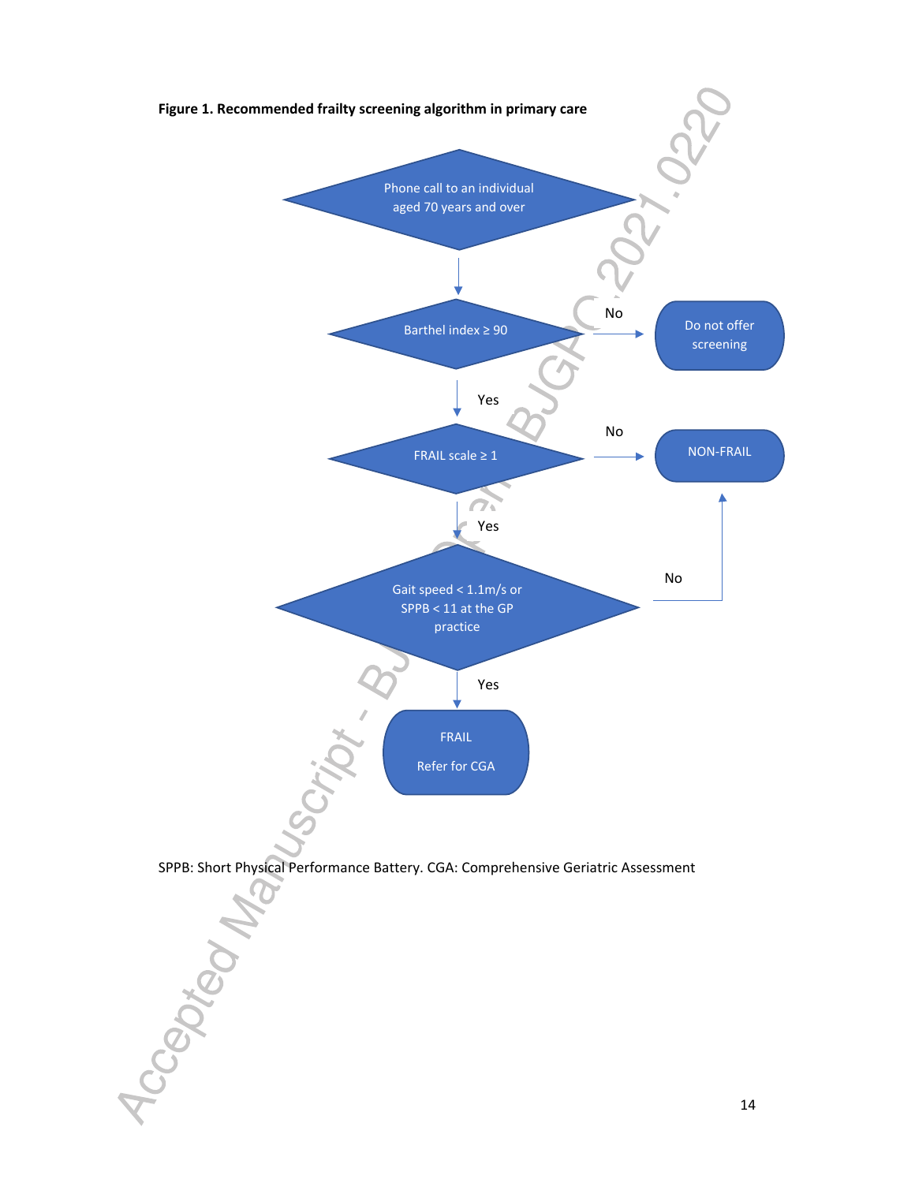**Figure 1. Recommended frailty screening algorithm in primary care**

Phone call to an individual aged 70 years and over

Barthel index ≥ 90

No

Do not offer screening

Yes

FRAIL scale ≥ 1

No

NON-FRAIL

Yes

Gait speed < 1.1m/s or SPPB < 11 at the GP practice

No

Yes

FRAIL

Refer for CGA

SPPB: Short Physical Performance Battery. CGA: Comprehensive Geriatric Assessment